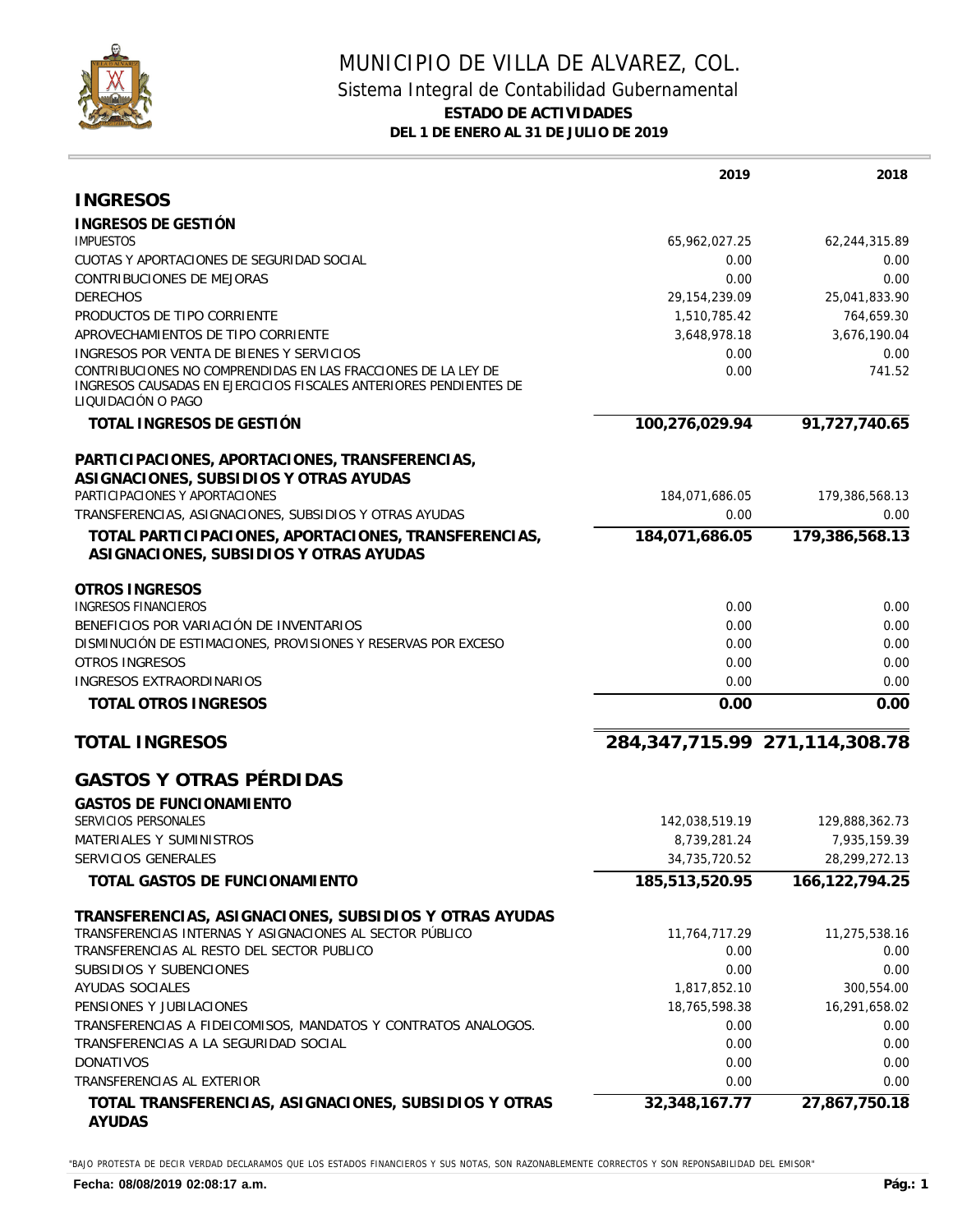# MUNICIPIO DE VILLA DE ALVAREZ, COL.

## Sistema Integral de Contabilidad Gubernamental

### ESTADO DE ACTIVIDADES

### DEL 1 DE ENERO AL 31 DE JULIO DE 2019

| | 2019 | 2018 |
|---|---|---|
| **INGRESOS** | | |
| **INGRESOS DE GESTIÓN** | | |
| IMPUESTOS | 65,962,027.25 | 62,244,315.89 |
| CUOTAS Y APORTACIONES DE SEGURIDAD SOCIAL | 0.00 | 0.00 |
| CONTRIBUCIONES DE MEJORAS | 0.00 | 0.00 |
| DERECHOS | 29,154,239.09 | 25,041,833.90 |
| PRODUCTOS DE TIPO CORRIENTE | 1,510,785.42 | 764,659.30 |
| APROVECHAMIENTOS DE TIPO CORRIENTE | 3,648,978.18 | 3,676,190.04 |
| INGRESOS POR VENTA DE BIENES Y SERVICIOS | 0.00 | 0.00 |
| CONTRIBUCIONES NO COMPRENDIDAS EN LAS FRACCIONES DE LA LEY DE INGRESOS CAUSADAS EN EJERCICIOS FISCALES ANTERIORES PENDIENTES DE LIQUIDACIÓN O PAGO | 0.00 | 741.52 |
| **TOTAL INGRESOS DE GESTIÓN** | **100,276,029.94** | **91,727,740.65** |
| **PARTICIPACIONES, APORTACIONES, TRANSFERENCIAS, ASIGNACIONES, SUBSIDIOS Y OTRAS AYUDAS** | | |
| PARTICIPACIONES Y APORTACIONES | 184,071,686.05 | 179,386,568.13 |
| TRANSFERENCIAS, ASIGNACIONES, SUBSIDIOS Y OTRAS AYUDAS | 0.00 | 0.00 |
| **TOTAL PARTICIPACIONES, APORTACIONES, TRANSFERENCIAS, ASIGNACIONES, SUBSIDIOS Y OTRAS AYUDAS** | **184,071,686.05** | **179,386,568.13** |
| **OTROS INGRESOS** | | |
| INGRESOS FINANCIEROS | 0.00 | 0.00 |
| BENEFICIOS POR VARIACIÓN DE INVENTARIOS | 0.00 | 0.00 |
| DISMINUCIÓN DE ESTIMACIONES, PROVISIONES Y RESERVAS POR EXCESO | 0.00 | 0.00 |
| OTROS INGRESOS | 0.00 | 0.00 |
| INGRESOS EXTRAORDINARIOS | 0.00 | 0.00 |
| **TOTAL OTROS INGRESOS** | **0.00** | **0.00** |
| **TOTAL INGRESOS** | **284,347,715.99** | **271,114,308.78** |
| **GASTOS Y OTRAS PÉRDIDAS** | | |
| **GASTOS DE FUNCIONAMIENTO** | | |
| SERVICIOS PERSONALES | 142,038,519.19 | 129,888,362.73 |
| MATERIALES Y SUMINISTROS | 8,739,281.24 | 7,935,159.39 |
| SERVICIOS GENERALES | 34,735,720.52 | 28,299,272.13 |
| **TOTAL GASTOS DE FUNCIONAMIENTO** | **185,513,520.95** | **166,122,794.25** |
| **TRANSFERENCIAS, ASIGNACIONES, SUBSIDIOS Y OTRAS AYUDAS** | | |
| TRANSFERENCIAS INTERNAS Y ASIGNACIONES AL SECTOR PÚBLICO | 11,764,717.29 | 11,275,538.16 |
| TRANSFERENCIAS AL RESTO DEL SECTOR PUBLICO | 0.00 | 0.00 |
| SUBSIDIOS Y SUBENCIONES | 0.00 | 0.00 |
| AYUDAS SOCIALES | 1,817,852.10 | 300,554.00 |
| PENSIONES Y JUBILACIONES | 18,765,598.38 | 16,291,658.02 |
| TRANSFERENCIAS A FIDEICOMISOS, MANDATOS Y CONTRATOS ANALOGOS. | 0.00 | 0.00 |
| TRANSFERENCIAS A LA SEGURIDAD SOCIAL | 0.00 | 0.00 |
| DONATIVOS | 0.00 | 0.00 |
| TRANSFERENCIAS AL EXTERIOR | 0.00 | 0.00 |
| **TOTAL TRANSFERENCIAS, ASIGNACIONES, SUBSIDIOS Y OTRAS AYUDAS** | **32,348,167.77** | **27,867,750.18** |

"BAJO PROTESTA DE DECIR VERDAD DECLARAMOS QUE LOS ESTADOS FINANCIEROS Y SUS NOTAS, SON RAZONABLEMENTE CORRECTOS Y SON REPONSABILIDAD DEL EMISOR"

**Fecha: 08/08/2019 02:08:17 a.m.**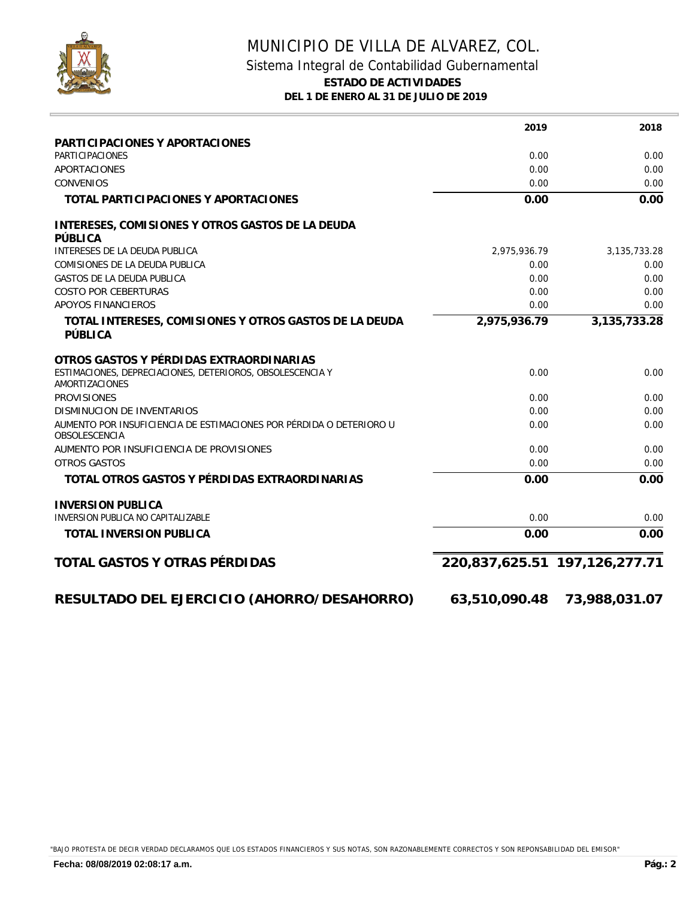# MUNICIPIO DE VILLA DE ALVAREZ, COL.

## Sistema Integral de Contabilidad Gubernamental

**ESTADO DE ACTIVIDADES**

**DEL 1 DE ENERO AL 31 DE JULIO DE 2019**

| | 2019 | 2018 |
|---|---|---|
| **PARTICIPACIONES Y APORTACIONES** | | |
| PARTICIPACIONES | 0.00 | 0.00 |
| APORTACIONES | 0.00 | 0.00 |
| CONVENIOS | 0.00 | 0.00 |
| **TOTAL PARTICIPACIONES Y APORTACIONES** | **0.00** | **0.00** |
| **INTERESES, COMISIONES Y OTROS GASTOS DE LA DEUDA PÚBLICA** | | |
| INTERESES DE LA DEUDA PUBLICA | 2,975,936.79 | 3,135,733.28 |
| COMISIONES DE LA DEUDA PUBLICA | 0.00 | 0.00 |
| GASTOS DE LA DEUDA PUBLICA | 0.00 | 0.00 |
| COSTO POR CEBERTURAS | 0.00 | 0.00 |
| APOYOS FINANCIEROS | 0.00 | 0.00 |
| **TOTAL INTERESES, COMISIONES Y OTROS GASTOS DE LA DEUDA PÚBLICA** | **2,975,936.79** | **3,135,733.28** |
| **OTROS GASTOS Y PÉRDIDAS EXTRAORDINARIAS** | | |
| ESTIMACIONES, DEPRECIACIONES, DETERIOROS, OBSOLESCENCIA Y AMORTIZACIONES | 0.00 | 0.00 |
| PROVISIONES | 0.00 | 0.00 |
| DISMINUCION DE INVENTARIOS | 0.00 | 0.00 |
| AUMENTO POR INSUFICIENCIA DE ESTIMACIONES POR PÉRDIDA O DETERIORO U OBSOLESCENCIA | 0.00 | 0.00 |
| AUMENTO POR INSUFICIENCIA DE PROVISIONES | 0.00 | 0.00 |
| OTROS GASTOS | 0.00 | 0.00 |
| **TOTAL OTROS GASTOS Y PÉRDIDAS EXTRAORDINARIAS** | **0.00** | **0.00** |
| **INVERSION PUBLICA** | | |
| INVERSION PUBLICA NO CAPITALIZABLE | 0.00 | 0.00 |
| **TOTAL INVERSION PUBLICA** | **0.00** | **0.00** |
| **TOTAL GASTOS Y OTRAS PÉRDIDAS** | **220,837,625.51** | **197,126,277.71** |
| **RESULTADO DEL EJERCICIO (AHORRO/DESAHORRO)** | **63,510,090.48** | **73,988,031.07** |

"BAJO PROTESTA DE DECIR VERDAD DECLARAMOS QUE LOS ESTADOS FINANCIEROS Y SUS NOTAS, SON RAZONABLEMENTE CORRECTOS Y SON REPONSABILIDAD DEL EMISOR"

**Fecha: 08/08/2019 02:08:17 a.m.**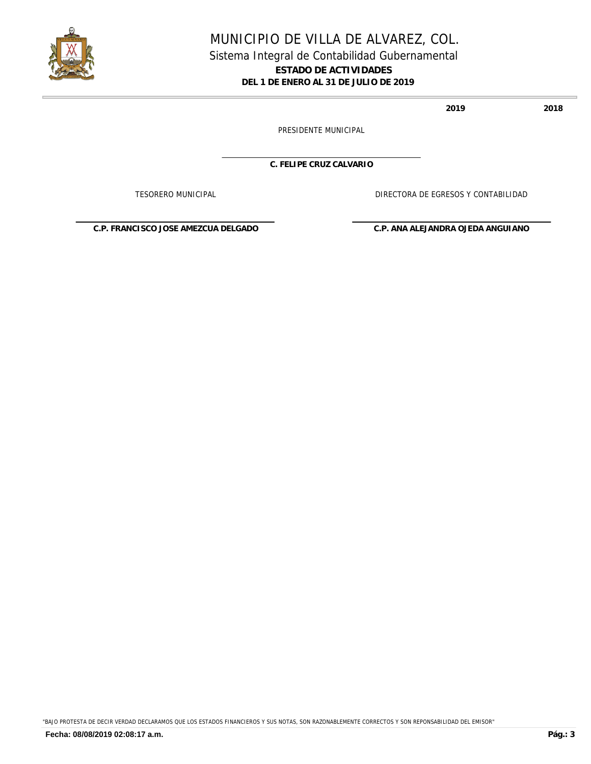# MUNICIPIO DE VILLA DE ALVAREZ, COL.

## Sistema Integral de Contabilidad Gubernamental

**ESTADO DE ACTIVIDADES**

**DEL 1 DE ENERO AL 31 DE JULIO DE 2019**

| | 2019 | 2018 |
|---|---|---|

PRESIDENTE MUNICIPAL

**C. FELIPE CRUZ CALVARIO**

TESORERO MUNICIPAL

**C.P. FRANCISCO JOSE AMEZCUA DELGADO**

DIRECTORA DE EGRESOS Y CONTABILIDAD

**C.P. ANA ALEJANDRA OJEDA ANGUIANO**

"BAJO PROTESTA DE DECIR VERDAD DECLARAMOS QUE LOS ESTADOS FINANCIEROS Y SUS NOTAS, SON RAZONABLEMENTE CORRECTOS Y SON REPONSABILIDAD DEL EMISOR"

**Fecha: 08/08/2019 02:08:17 a.m.**